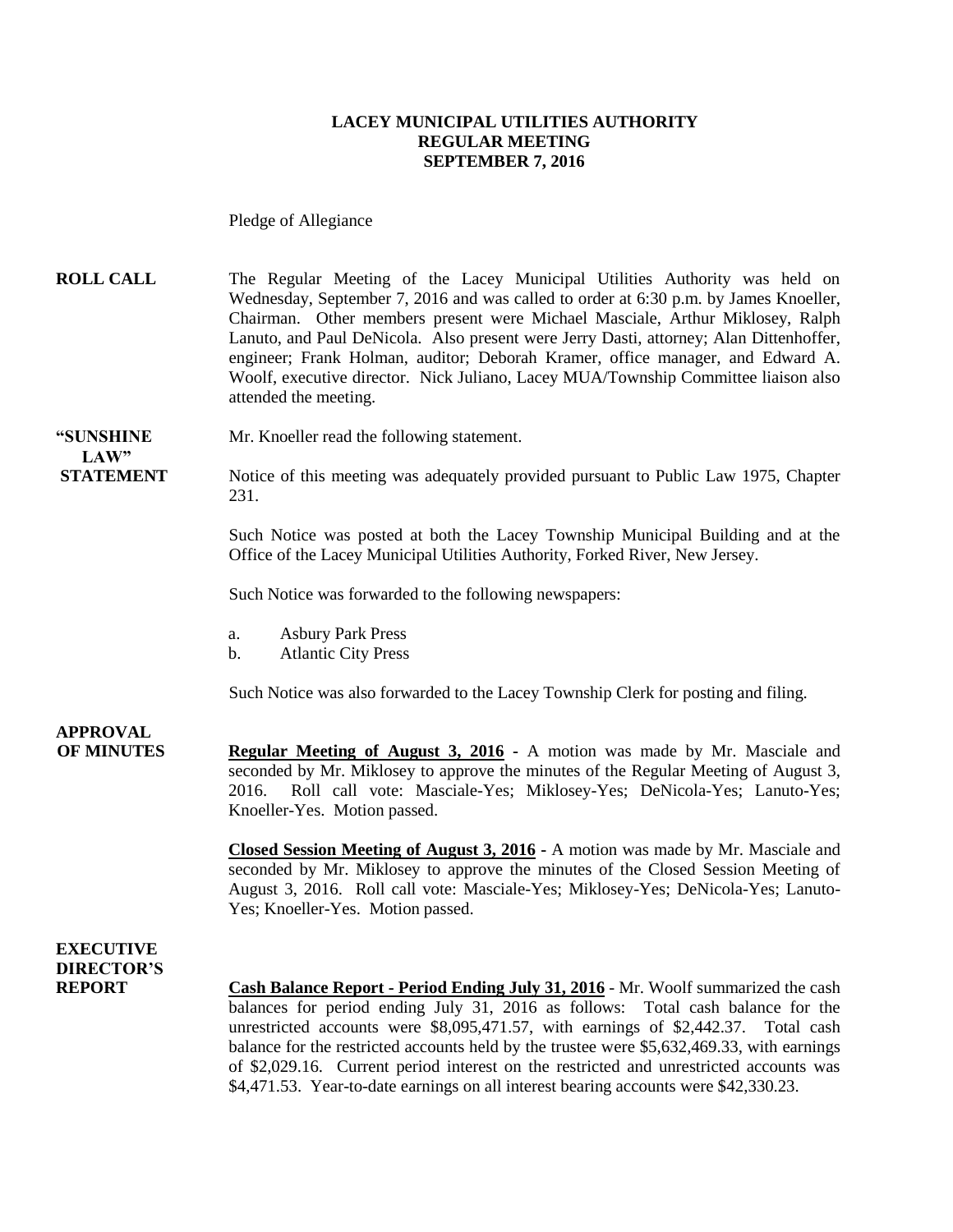**LACEY MUNICIPAL UTILITIES AUTHORITY**
**REGULAR MEETING**
**SEPTEMBER 7, 2016**

Pledge of Allegiance

**ROLL CALL**

The Regular Meeting of the Lacey Municipal Utilities Authority was held on Wednesday, September 7, 2016 and was called to order at 6:30 p.m. by James Knoeller, Chairman. Other members present were Michael Masciale, Arthur Miklosey, Ralph Lanuto, and Paul DeNicola. Also present were Jerry Dasti, attorney; Alan Dittenhoffer, engineer; Frank Holman, auditor; Deborah Kramer, office manager, and Edward A. Woolf, executive director. Nick Juliano, Lacey MUA/Township Committee liaison also attended the meeting.

**"SUNSHINE LAW" STATEMENT**

Mr. Knoeller read the following statement.

Notice of this meeting was adequately provided pursuant to Public Law 1975, Chapter 231.

Such Notice was posted at both the Lacey Township Municipal Building and at the Office of the Lacey Municipal Utilities Authority, Forked River, New Jersey.

Such Notice was forwarded to the following newspapers:

a. Asbury Park Press
b. Atlantic City Press

Such Notice was also forwarded to the Lacey Township Clerk for posting and filing.

**APPROVAL OF MINUTES**

**Regular Meeting of August 3, 2016** - A motion was made by Mr. Masciale and seconded by Mr. Miklosey to approve the minutes of the Regular Meeting of August 3, 2016. Roll call vote: Masciale-Yes; Miklosey-Yes; DeNicola-Yes; Lanuto-Yes; Knoeller-Yes. Motion passed.

**Closed Session Meeting of August 3, 2016** - A motion was made by Mr. Masciale and seconded by Mr. Miklosey to approve the minutes of the Closed Session Meeting of August 3, 2016. Roll call vote: Masciale-Yes; Miklosey-Yes; DeNicola-Yes; Lanuto-Yes; Knoeller-Yes. Motion passed.

**EXECUTIVE DIRECTOR'S REPORT**

**Cash Balance Report - Period Ending July 31, 2016** - Mr. Woolf summarized the cash balances for period ending July 31, 2016 as follows: Total cash balance for the unrestricted accounts were $8,095,471.57, with earnings of $2,442.37. Total cash balance for the restricted accounts held by the trustee were $5,632,469.33, with earnings of $2,029.16. Current period interest on the restricted and unrestricted accounts was $4,471.53. Year-to-date earnings on all interest bearing accounts were $42,330.23.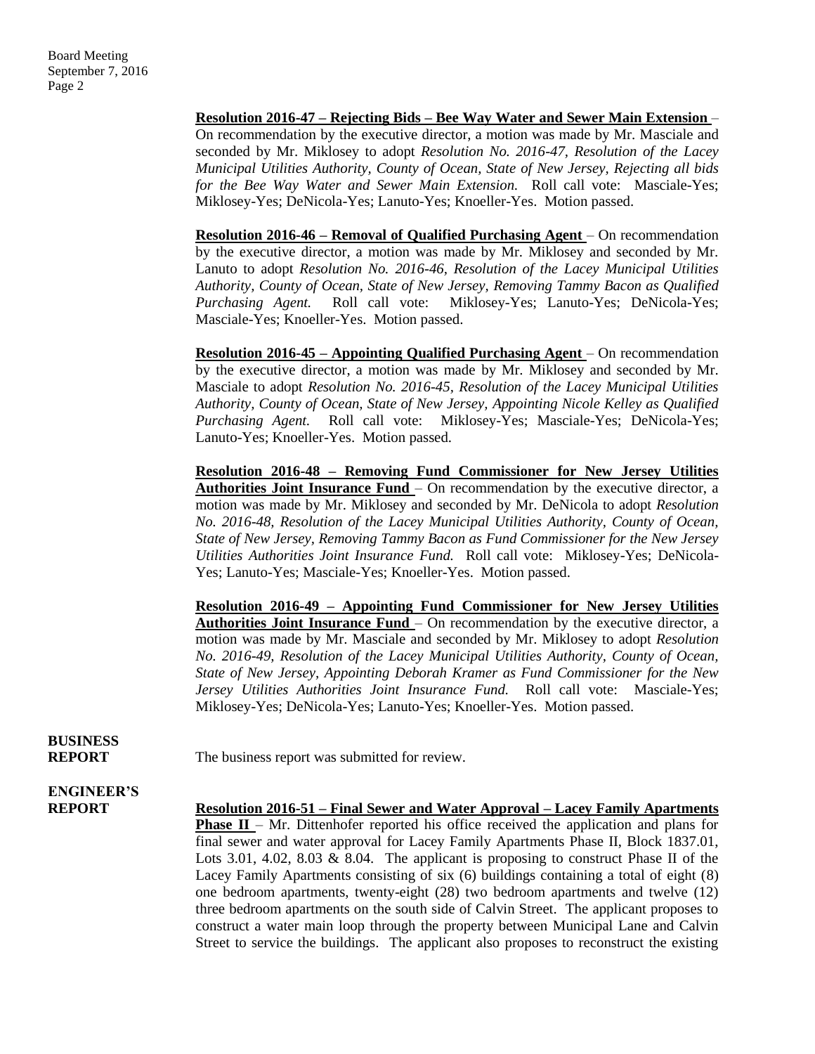**Resolution 2016-47 – Rejecting Bids – Bee Way Water and Sewer Main Extension** – On recommendation by the executive director, a motion was made by Mr. Masciale and seconded by Mr. Miklosey to adopt *Resolution No. 2016-47, Resolution of the Lacey Municipal Utilities Authority, County of Ocean, State of New Jersey, Rejecting all bids for the Bee Way Water and Sewer Main Extension.* Roll call vote: Masciale-Yes; Miklosey-Yes; DeNicola-Yes; Lanuto-Yes; Knoeller-Yes. Motion passed.

**Resolution 2016-46 – Removal of Qualified Purchasing Agent** – On recommendation by the executive director, a motion was made by Mr. Miklosey and seconded by Mr. Lanuto to adopt *Resolution No. 2016-46, Resolution of the Lacey Municipal Utilities Authority, County of Ocean, State of New Jersey, Removing Tammy Bacon as Qualified Purchasing Agent.* Roll call vote: Miklosey-Yes; Lanuto-Yes; DeNicola-Yes; Masciale-Yes; Knoeller-Yes. Motion passed.

**Resolution 2016-45 – Appointing Qualified Purchasing Agent** – On recommendation by the executive director, a motion was made by Mr. Miklosey and seconded by Mr. Masciale to adopt *Resolution No. 2016-45, Resolution of the Lacey Municipal Utilities Authority, County of Ocean, State of New Jersey, Appointing Nicole Kelley as Qualified Purchasing Agent.* Roll call vote: Miklosey-Yes; Masciale-Yes; DeNicola-Yes; Lanuto-Yes; Knoeller-Yes. Motion passed.

**Resolution 2016-48 – Removing Fund Commissioner for New Jersey Utilities Authorities Joint Insurance Fund** – On recommendation by the executive director, a motion was made by Mr. Miklosey and seconded by Mr. DeNicola to adopt *Resolution No. 2016-48, Resolution of the Lacey Municipal Utilities Authority, County of Ocean, State of New Jersey, Removing Tammy Bacon as Fund Commissioner for the New Jersey Utilities Authorities Joint Insurance Fund.* Roll call vote: Miklosey-Yes; DeNicola-Yes; Lanuto-Yes; Masciale-Yes; Knoeller-Yes. Motion passed.

**Resolution 2016-49 – Appointing Fund Commissioner for New Jersey Utilities Authorities Joint Insurance Fund** – On recommendation by the executive director, a motion was made by Mr. Masciale and seconded by Mr. Miklosey to adopt *Resolution No. 2016-49, Resolution of the Lacey Municipal Utilities Authority, County of Ocean, State of New Jersey, Appointing Deborah Kramer as Fund Commissioner for the New Jersey Utilities Authorities Joint Insurance Fund.* Roll call vote: Masciale-Yes; Miklosey-Yes; DeNicola-Yes; Lanuto-Yes; Knoeller-Yes. Motion passed.

**BUSINESS REPORT**

The business report was submitted for review.

**ENGINEER'S REPORT**

**Resolution 2016-51 – Final Sewer and Water Approval – Lacey Family Apartments Phase II** – Mr. Dittenhofer reported his office received the application and plans for final sewer and water approval for Lacey Family Apartments Phase II, Block 1837.01, Lots 3.01, 4.02, 8.03 & 8.04. The applicant is proposing to construct Phase II of the Lacey Family Apartments consisting of six (6) buildings containing a total of eight (8) one bedroom apartments, twenty-eight (28) two bedroom apartments and twelve (12) three bedroom apartments on the south side of Calvin Street. The applicant proposes to construct a water main loop through the property between Municipal Lane and Calvin Street to service the buildings. The applicant also proposes to reconstruct the existing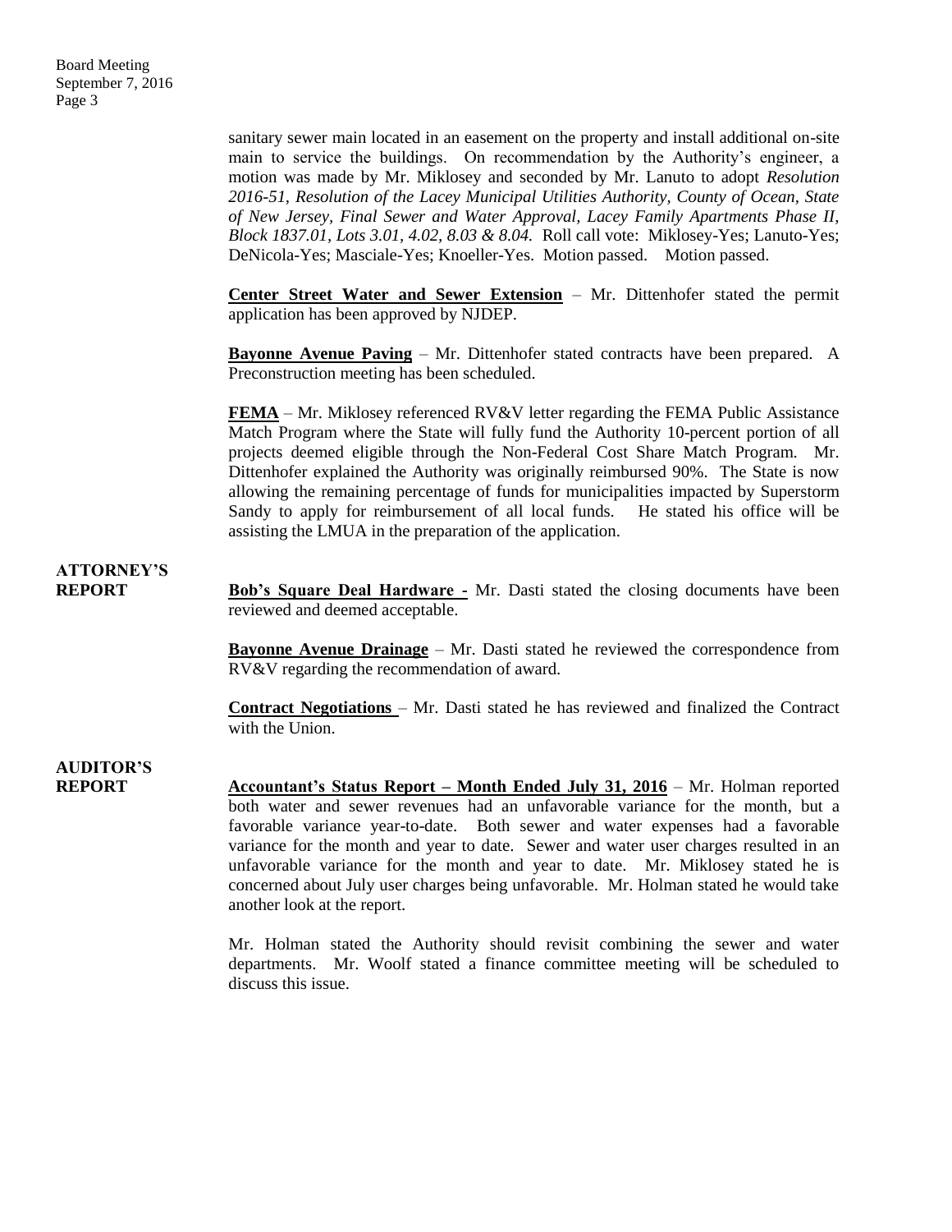sanitary sewer main located in an easement on the property and install additional on-site main to service the buildings. On recommendation by the Authority's engineer, a motion was made by Mr. Miklosey and seconded by Mr. Lanuto to adopt *Resolution 2016-51, Resolution of the Lacey Municipal Utilities Authority, County of Ocean, State of New Jersey, Final Sewer and Water Approval, Lacey Family Apartments Phase II, Block 1837.01, Lots 3.01, 4.02, 8.03 & 8.04.* Roll call vote: Miklosey-Yes; Lanuto-Yes; DeNicola-Yes; Masciale-Yes; Knoeller-Yes. Motion passed. Motion passed.

**Center Street Water and Sewer Extension** – Mr. Dittenhofer stated the permit application has been approved by NJDEP.

**Bayonne Avenue Paving** – Mr. Dittenhofer stated contracts have been prepared. A Preconstruction meeting has been scheduled.

**FEMA** – Mr. Miklosey referenced RV&V letter regarding the FEMA Public Assistance Match Program where the State will fully fund the Authority 10-percent portion of all projects deemed eligible through the Non-Federal Cost Share Match Program. Mr. Dittenhofer explained the Authority was originally reimbursed 90%. The State is now allowing the remaining percentage of funds for municipalities impacted by Superstorm Sandy to apply for reimbursement of all local funds. He stated his office will be assisting the LMUA in the preparation of the application.

**ATTORNEY'S REPORT**

**Bob's Square Deal Hardware -** Mr. Dasti stated the closing documents have been reviewed and deemed acceptable.

**Bayonne Avenue Drainage** – Mr. Dasti stated he reviewed the correspondence from RV&V regarding the recommendation of award.

**Contract Negotiations** – Mr. Dasti stated he has reviewed and finalized the Contract with the Union.

**AUDITOR'S REPORT**

**Accountant's Status Report – Month Ended July 31, 2016** – Mr. Holman reported both water and sewer revenues had an unfavorable variance for the month, but a favorable variance year-to-date. Both sewer and water expenses had a favorable variance for the month and year to date. Sewer and water user charges resulted in an unfavorable variance for the month and year to date. Mr. Miklosey stated he is concerned about July user charges being unfavorable. Mr. Holman stated he would take another look at the report.

Mr. Holman stated the Authority should revisit combining the sewer and water departments. Mr. Woolf stated a finance committee meeting will be scheduled to discuss this issue.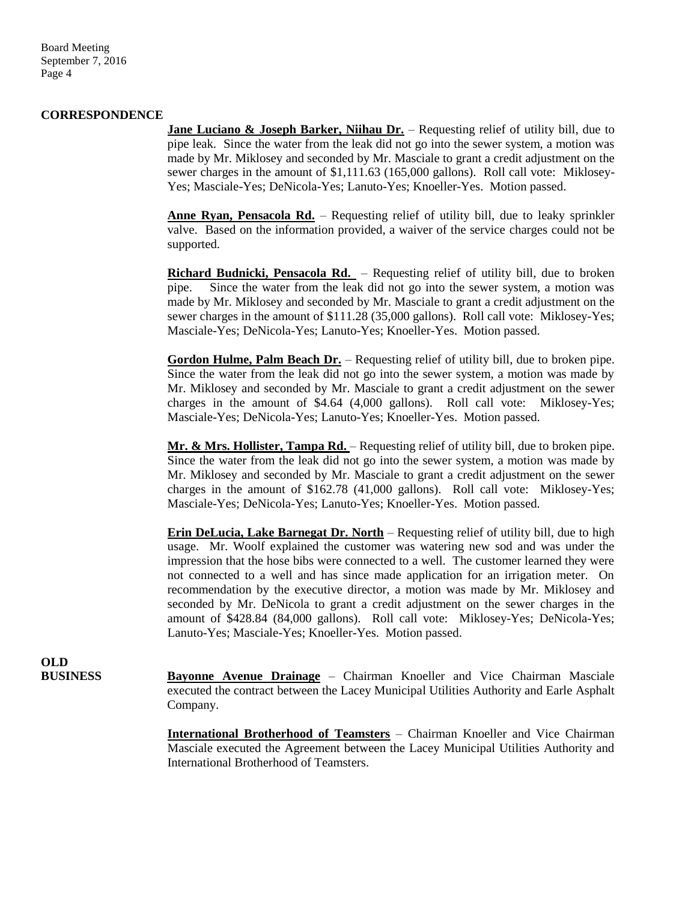**CORRESPONDENCE**

**Jane Luciano & Joseph Barker, Niihau Dr.** – Requesting relief of utility bill, due to pipe leak. Since the water from the leak did not go into the sewer system, a motion was made by Mr. Miklosey and seconded by Mr. Masciale to grant a credit adjustment on the sewer charges in the amount of $1,111.63 (165,000 gallons). Roll call vote: Miklosey-Yes; Masciale-Yes; DeNicola-Yes; Lanuto-Yes; Knoeller-Yes. Motion passed.

**Anne Ryan, Pensacola Rd.** – Requesting relief of utility bill, due to leaky sprinkler valve. Based on the information provided, a waiver of the service charges could not be supported.

**Richard Budnicki, Pensacola Rd.** – Requesting relief of utility bill, due to broken pipe. Since the water from the leak did not go into the sewer system, a motion was made by Mr. Miklosey and seconded by Mr. Masciale to grant a credit adjustment on the sewer charges in the amount of $111.28 (35,000 gallons). Roll call vote: Miklosey-Yes; Masciale-Yes; DeNicola-Yes; Lanuto-Yes; Knoeller-Yes. Motion passed.

**Gordon Hulme, Palm Beach Dr.** – Requesting relief of utility bill, due to broken pipe. Since the water from the leak did not go into the sewer system, a motion was made by Mr. Miklosey and seconded by Mr. Masciale to grant a credit adjustment on the sewer charges in the amount of $4.64 (4,000 gallons). Roll call vote: Miklosey-Yes; Masciale-Yes; DeNicola-Yes; Lanuto-Yes; Knoeller-Yes. Motion passed.

**Mr. & Mrs. Hollister, Tampa Rd.** – Requesting relief of utility bill, due to broken pipe. Since the water from the leak did not go into the sewer system, a motion was made by Mr. Miklosey and seconded by Mr. Masciale to grant a credit adjustment on the sewer charges in the amount of $162.78 (41,000 gallons). Roll call vote: Miklosey-Yes; Masciale-Yes; DeNicola-Yes; Lanuto-Yes; Knoeller-Yes. Motion passed.

**Erin DeLucia, Lake Barnegat Dr. North** – Requesting relief of utility bill, due to high usage. Mr. Woolf explained the customer was watering new sod and was under the impression that the hose bibs were connected to a well. The customer learned they were not connected to a well and has since made application for an irrigation meter. On recommendation by the executive director, a motion was made by Mr. Miklosey and seconded by Mr. DeNicola to grant a credit adjustment on the sewer charges in the amount of $428.84 (84,000 gallons). Roll call vote: Miklosey-Yes; DeNicola-Yes; Lanuto-Yes; Masciale-Yes; Knoeller-Yes. Motion passed.

**OLD BUSINESS**

**Bayonne Avenue Drainage** – Chairman Knoeller and Vice Chairman Masciale executed the contract between the Lacey Municipal Utilities Authority and Earle Asphalt Company.

**International Brotherhood of Teamsters** – Chairman Knoeller and Vice Chairman Masciale executed the Agreement between the Lacey Municipal Utilities Authority and International Brotherhood of Teamsters.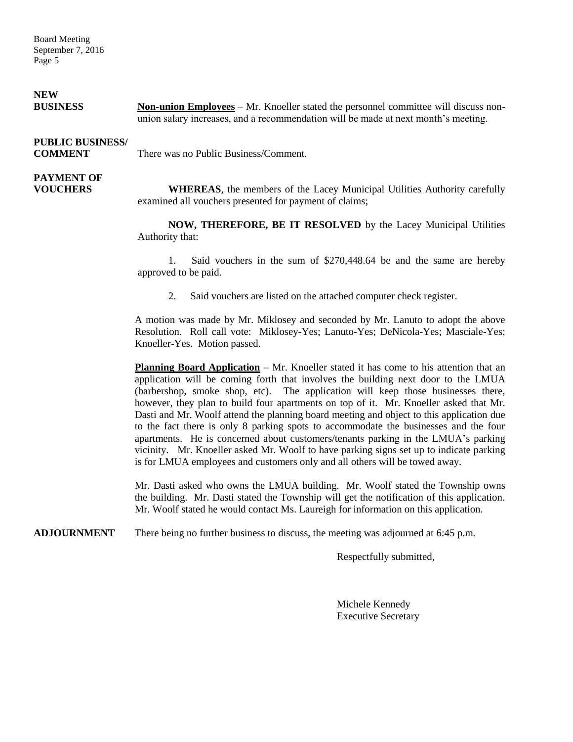**NEW BUSINESS**

**Non-union Employees** – Mr. Knoeller stated the personnel committee will discuss non-union salary increases, and a recommendation will be made at next month's meeting.

**PUBLIC BUSINESS/ COMMENT**

There was no Public Business/Comment.

**PAYMENT OF VOUCHERS**

**WHEREAS**, the members of the Lacey Municipal Utilities Authority carefully examined all vouchers presented for payment of claims;

**NOW, THEREFORE, BE IT RESOLVED** by the Lacey Municipal Utilities Authority that:

1. Said vouchers in the sum of $270,448.64 be and the same are hereby approved to be paid.

2. Said vouchers are listed on the attached computer check register.

A motion was made by Mr. Miklosey and seconded by Mr. Lanuto to adopt the above Resolution. Roll call vote: Miklosey-Yes; Lanuto-Yes; DeNicola-Yes; Masciale-Yes; Knoeller-Yes. Motion passed.

**Planning Board Application** – Mr. Knoeller stated it has come to his attention that an application will be coming forth that involves the building next door to the LMUA (barbershop, smoke shop, etc). The application will keep those businesses there, however, they plan to build four apartments on top of it. Mr. Knoeller asked that Mr. Dasti and Mr. Woolf attend the planning board meeting and object to this application due to the fact there is only 8 parking spots to accommodate the businesses and the four apartments. He is concerned about customers/tenants parking in the LMUA's parking vicinity. Mr. Knoeller asked Mr. Woolf to have parking signs set up to indicate parking is for LMUA employees and customers only and all others will be towed away.

Mr. Dasti asked who owns the LMUA building. Mr. Woolf stated the Township owns the building. Mr. Dasti stated the Township will get the notification of this application. Mr. Woolf stated he would contact Ms. Laureigh for information on this application.

**ADJOURNMENT**

There being no further business to discuss, the meeting was adjourned at 6:45 p.m.

Respectfully submitted,

Michele Kennedy
Executive Secretary